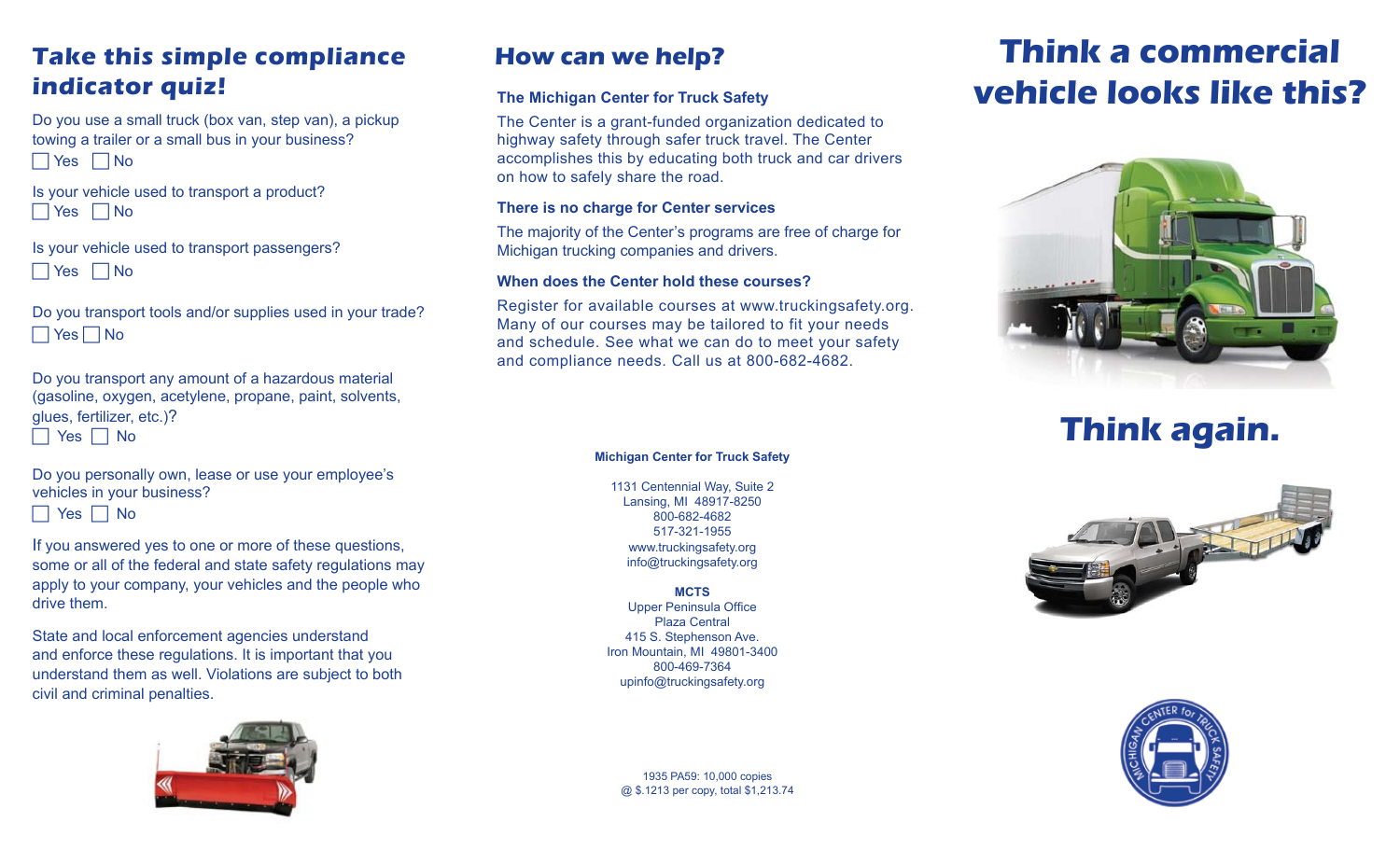## Take this simple compliance indicator quiz!

Do you use a small truck (box van, step van), a pickup towing a trailer or a small bus in your business?

☐ Yes ☐ No

Is your vehicle used to transport a product?

☐ Yes ☐ No

Is your vehicle used to transport passengers?

☐ Yes ☐ No

Do you transport tools and/or supplies used in your trade?

☐ Yes ☐ No

Do you transport any amount of a hazardous material (gasoline, oxygen, acetylene, propane, paint, solvents, glues, fertilizer, etc.)?

☐ Yes ☐ No

Do you personally own, lease or use your employee's vehicles in your business?

☐ Yes ☐ No

If you answered yes to one or more of these questions, some or all of the federal and state safety regulations may apply to your company, your vehicles and the people who drive them.

State and local enforcement agencies understand and enforce these regulations. It is important that you understand them as well. Violations are subject to both civil and criminal penalties.

## How can we help?

### The Michigan Center for Truck Safety

The Center is a grant-funded organization dedicated to highway safety through safer truck travel. The Center accomplishes this by educating both truck and car drivers on how to safely share the road.

### There is no charge for Center services

The majority of the Center's programs are free of charge for Michigan trucking companies and drivers.

### When does the Center hold these courses?

Register for available courses at www.truckingsafety.org. Many of our courses may be tailored to fit your needs and schedule. See what we can do to meet your safety and compliance needs. Call us at 800-682-4682.

**Michigan Center for Truck Safety**

1131 Centennial Way, Suite 2
Lansing, MI 48917-8250
800-682-4682
517-321-1955
www.truckingsafety.org
info@truckingsafety.org

**MCTS**
Upper Peninsula Office
Plaza Central
415 S. Stephenson Ave.
Iron Mountain, MI 49801-3400
800-469-7364
upinfo@truckingsafety.org

1935 PA59: 10,000 copies
@ $.1213 per copy, total $1,213.74

# Think a commercial vehicle looks like this?

# Think again.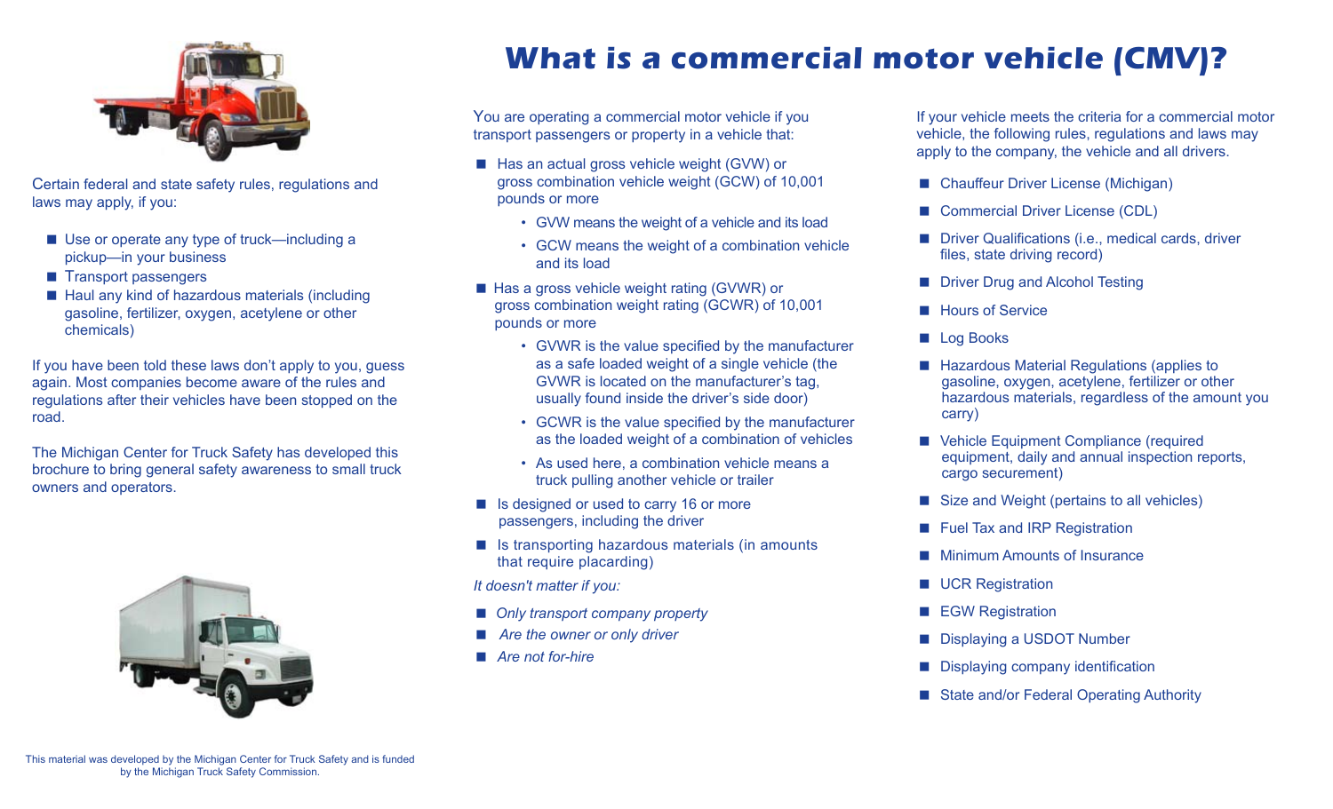Certain federal and state safety rules, regulations and laws may apply, if you:

- Use or operate any type of truck—including a pickup—in your business
- Transport passengers
- Haul any kind of hazardous materials (including gasoline, fertilizer, oxygen, acetylene or other chemicals)

If you have been told these laws don't apply to you, guess again. Most companies become aware of the rules and regulations after their vehicles have been stopped on the road.

The Michigan Center for Truck Safety has developed this brochure to bring general safety awareness to small truck owners and operators.

This material was developed by the Michigan Center for Truck Safety and is funded by the Michigan Truck Safety Commission.

# What is a commercial motor vehicle (CMV)?

You are operating a commercial motor vehicle if you transport passengers or property in a vehicle that:

- Has an actual gross vehicle weight (GVW) or gross combination vehicle weight (GCW) of 10,001 pounds or more
  - GVW means the weight of a vehicle and its load
  - GCW means the weight of a combination vehicle and its load
- Has a gross vehicle weight rating (GVWR) or gross combination weight rating (GCWR) of 10,001 pounds or more
  - GVWR is the value specified by the manufacturer as a safe loaded weight of a single vehicle (the GVWR is located on the manufacturer's tag, usually found inside the driver's side door)
  - GCWR is the value specified by the manufacturer as the loaded weight of a combination of vehicles
  - As used here, a combination vehicle means a truck pulling another vehicle or trailer
- Is designed or used to carry 16 or more passengers, including the driver
- Is transporting hazardous materials (in amounts that require placarding)

*It doesn't matter if you:*

- *Only transport company property*
- *Are the owner or only driver*
- *Are not for-hire*

If your vehicle meets the criteria for a commercial motor vehicle, the following rules, regulations and laws may apply to the company, the vehicle and all drivers.

- Chauffeur Driver License (Michigan)
- Commercial Driver License (CDL)
- Driver Qualifications (i.e., medical cards, driver files, state driving record)
- Driver Drug and Alcohol Testing
- Hours of Service
- Log Books
- Hazardous Material Regulations (applies to gasoline, oxygen, acetylene, fertilizer or other hazardous materials, regardless of the amount you carry)
- Vehicle Equipment Compliance (required equipment, daily and annual inspection reports, cargo securement)
- Size and Weight (pertains to all vehicles)
- Fuel Tax and IRP Registration
- Minimum Amounts of Insurance
- UCR Registration
- EGW Registration
- Displaying a USDOT Number
- Displaying company identification
- State and/or Federal Operating Authority